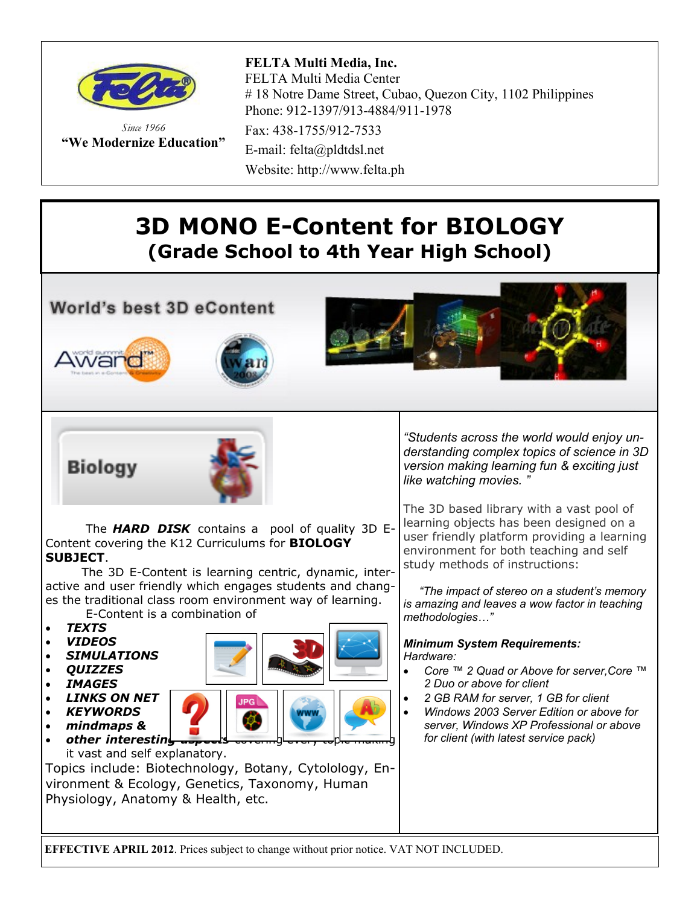**FELTA Multi Media, Inc.**
FELTA Multi Media Center
# 18 Notre Dame Street, Cubao, Quezon City, 1102 Philippines
Phone: 912-1397/913-4884/911-1978
Fax: 438-1755/912-7533
E-mail: felta@pldtdsl.net
Website: http://www.felta.ph

*Since 1966*
**"We Modernize Education"**

# 3D MONO E-Content for BIOLOGY
## (Grade School to 4th Year High School)

**World's best 3D eContent**

**Biology**

The ***HARD DISK*** contains a pool of quality 3D E-Content covering the K12 Curriculums for **BIOLOGY SUBJECT**.

The 3D E-Content is learning centric, dynamic, interactive and user friendly which engages students and changes the traditional class room environment way of learning.

E-Content is a combination of

- ***TEXTS***
- ***VIDEOS***
- ***SIMULATIONS***
- ***QUIZZES***
- ***IMAGES***
- ***LINKS ON NET***
- ***KEYWORDS***
- ***mindmaps &***
- ***other interesting aspects*** covering every topic making it vast and self explanatory.

Topics include: Biotechnology, Botany, Cytolology, Environment & Ecology, Genetics, Taxonomy, Human Physiology, Anatomy & Health, etc.

*"Students across the world would enjoy understanding complex topics of science in 3D version making learning fun & exciting just like watching movies. "*

The 3D based library with a vast pool of learning objects has been designed on a user friendly platform providing a learning environment for both teaching and self study methods of instructions:

*"The impact of stereo on a student's memory is amazing and leaves a wow factor in teaching methodologies…"*

***Minimum System Requirements:***
*Hardware:*

- *Core ™ 2 Quad or Above for server,Core ™ 2 Duo or above for client*
- *2 GB RAM for server, 1 GB for client*
- *Windows 2003 Server Edition or above for server, Windows XP Professional or above for client (with latest service pack)*

**EFFECTIVE APRIL 2012**. Prices subject to change without prior notice. VAT NOT INCLUDED.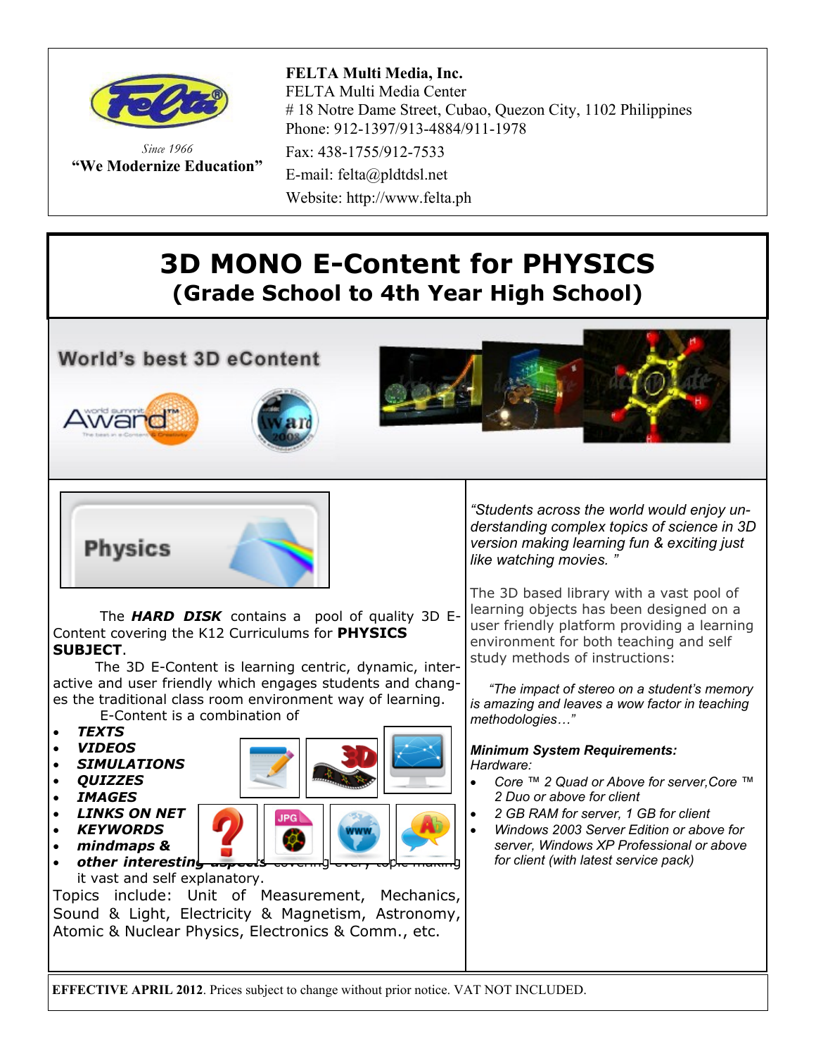**FELTA Multi Media, Inc.**
FELTA Multi Media Center
# 18 Notre Dame Street, Cubao, Quezon City, 1102 Philippines
Phone: 912-1397/913-4884/911-1978
Fax: 438-1755/912-7533
E-mail: felta@pldtdsl.net
Website: http://www.felta.ph

*Since 1966*
**"We Modernize Education"**

# 3D MONO E-Content for PHYSICS
## (Grade School to 4th Year High School)

World's best 3D eContent

Physics

The ***HARD DISK*** contains a pool of quality 3D E-Content covering the K12 Curriculums for **PHYSICS SUBJECT**.

The 3D E-Content is learning centric, dynamic, interactive and user friendly which engages students and changes the traditional class room environment way of learning.

E-Content is a combination of

- ***TEXTS***
- ***VIDEOS***
- ***SIMULATIONS***
- ***QUIZZES***
- ***IMAGES***
- ***LINKS ON NET***
- ***KEYWORDS***
- ***mindmaps &***
- ***other interesting aspects*** covering every topic making it vast and self explanatory.

Topics include: Unit of Measurement, Mechanics, Sound & Light, Electricity & Magnetism, Astronomy, Atomic & Nuclear Physics, Electronics & Comm., etc.

*"Students across the world would enjoy understanding complex topics of science in 3D version making learning fun & exciting just like watching movies. "*

The 3D based library with a vast pool of learning objects has been designed on a user friendly platform providing a learning environment for both teaching and self study methods of instructions:

*"The impact of stereo on a student's memory is amazing and leaves a wow factor in teaching methodologies…"*

***Minimum System Requirements:***
*Hardware:*

- *Core ™ 2 Quad or Above for server,Core ™ 2 Duo or above for client*
- *2 GB RAM for server, 1 GB for client*
- *Windows 2003 Server Edition or above for server, Windows XP Professional or above for client (with latest service pack)*

**EFFECTIVE APRIL 2012**. Prices subject to change without prior notice. VAT NOT INCLUDED.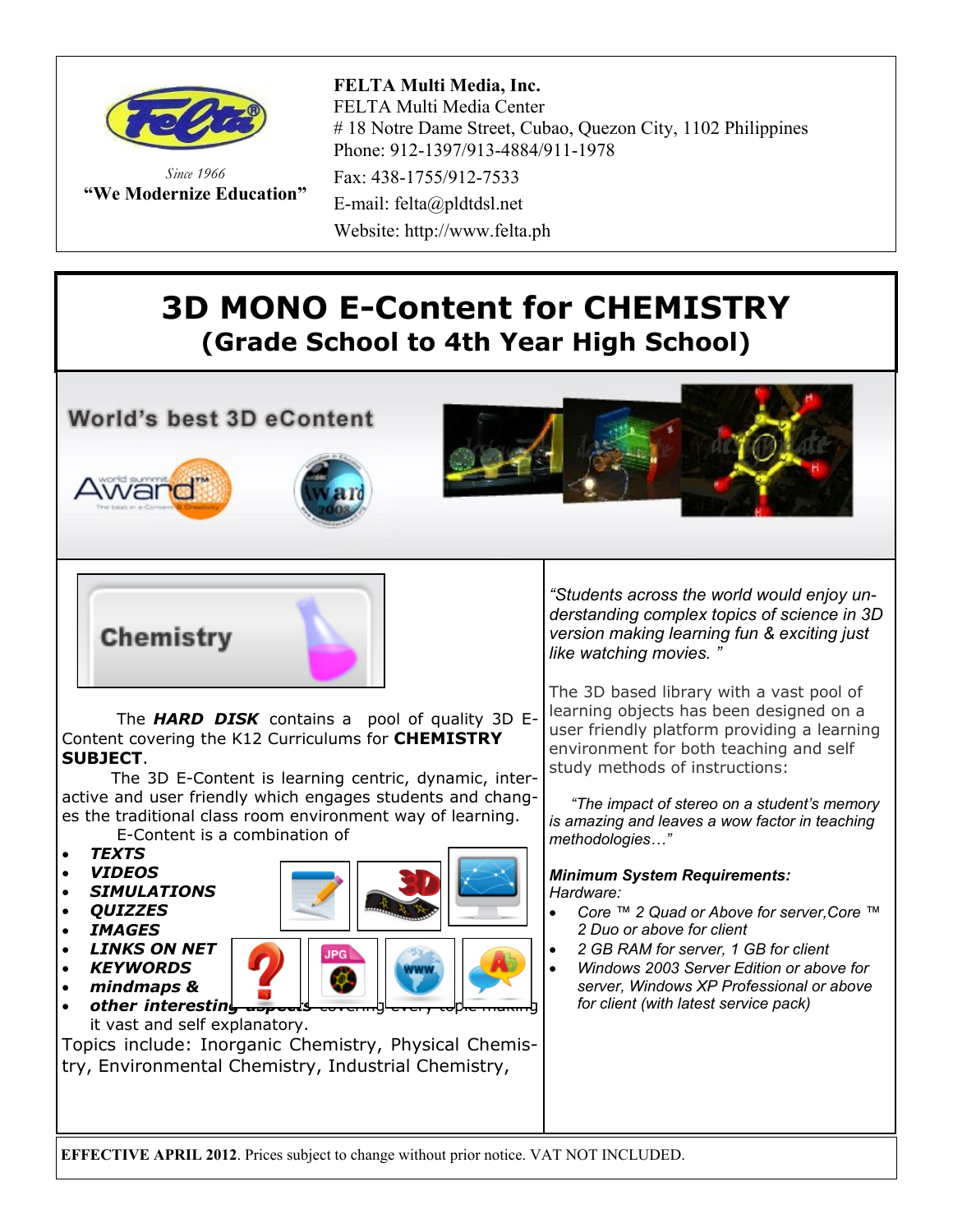**FELTA Multi Media, Inc.**
FELTA Multi Media Center
# 18 Notre Dame Street, Cubao, Quezon City, 1102 Philippines
Phone: 912-1397/913-4884/911-1978
Fax: 438-1755/912-7533
E-mail: felta@pldtdsl.net
Website: http://www.felta.ph

*Since 1966*
**"We Modernize Education"**

# 3D MONO E-Content for CHEMISTRY
## (Grade School to 4th Year High School)

World's best 3D eContent

Chemistry

The ***HARD DISK*** contains a pool of quality 3D E-Content covering the K12 Curriculums for **CHEMISTRY SUBJECT**.

The 3D E-Content is learning centric, dynamic, interactive and user friendly which engages students and changes the traditional class room environment way of learning.

E-Content is a combination of

- ***TEXTS***
- ***VIDEOS***
- ***SIMULATIONS***
- ***QUIZZES***
- ***IMAGES***
- ***LINKS ON NET***
- ***KEYWORDS***
- ***mindmaps &***
- ***other interesting aspects*** covering every topic making it vast and self explanatory.

Topics include: Inorganic Chemistry, Physical Chemistry, Environmental Chemistry, Industrial Chemistry,

*"Students across the world would enjoy understanding complex topics of science in 3D version making learning fun & exciting just like watching movies. "*

The 3D based library with a vast pool of learning objects has been designed on a user friendly platform providing a learning environment for both teaching and self study methods of instructions:

*"The impact of stereo on a student's memory is amazing and leaves a wow factor in teaching methodologies…"*

***Minimum System Requirements:***
*Hardware:*

- *Core ™ 2 Quad or Above for server, Core ™ 2 Duo or above for client*
- *2 GB RAM for server, 1 GB for client*
- *Windows 2003 Server Edition or above for server, Windows XP Professional or above for client (with latest service pack)*

**EFFECTIVE APRIL 2012**. Prices subject to change without prior notice. VAT NOT INCLUDED.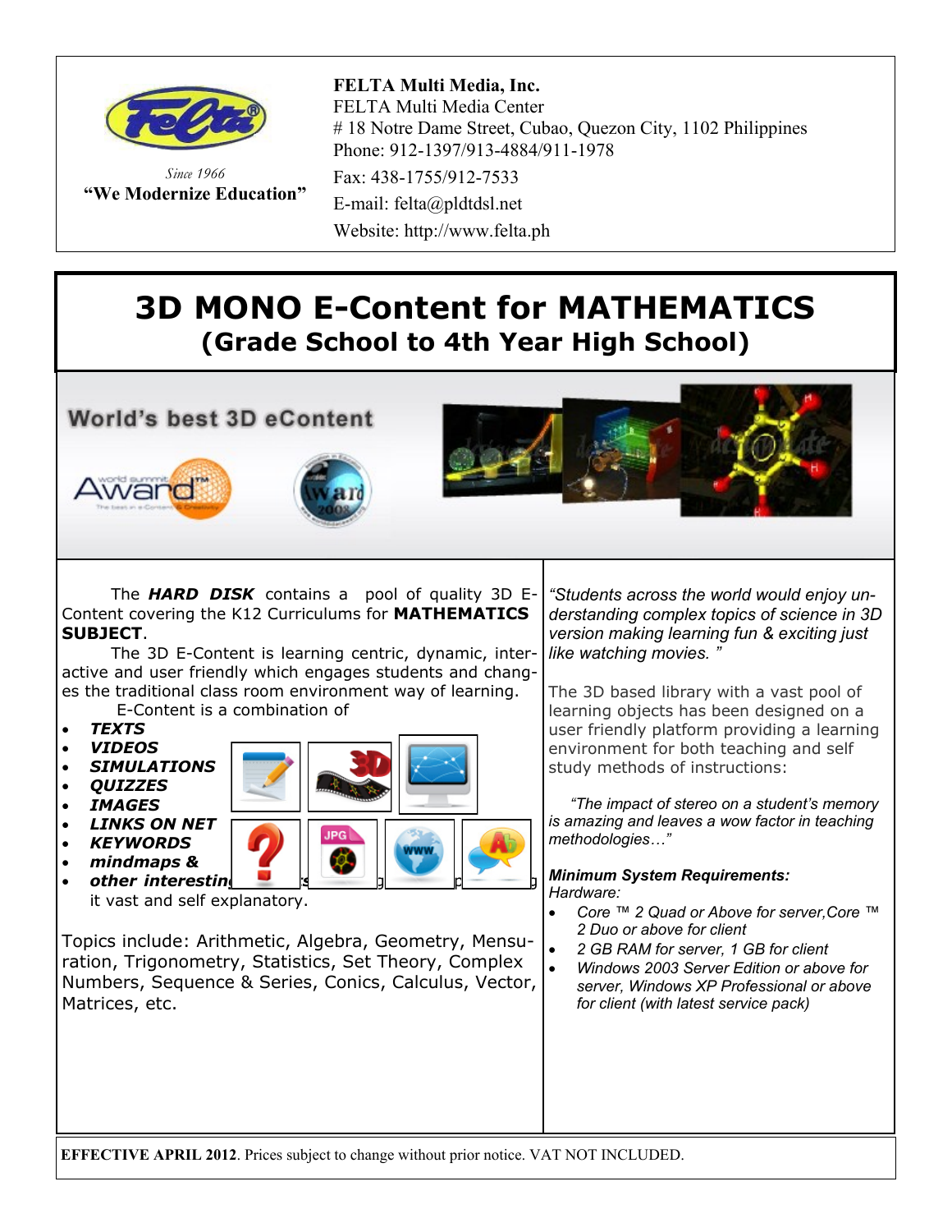**FELTA Multi Media, Inc.**
FELTA Multi Media Center
# 18 Notre Dame Street, Cubao, Quezon City, 1102 Philippines
Phone: 912-1397/913-4884/911-1978
Fax: 438-1755/912-7533
E-mail: felta@pldtdsl.net
Website: http://www.felta.ph

*Since 1966*
**"We Modernize Education"**

# 3D MONO E-Content for MATHEMATICS
## (Grade School to 4th Year High School)

World's best 3D eContent

The ***HARD DISK*** contains a pool of quality 3D E-Content covering the K12 Curriculums for **MATHEMATICS SUBJECT**.

The 3D E-Content is learning centric, dynamic, interactive and user friendly which engages students and changes the traditional class room environment way of learning.

E-Content is a combination of

- ***TEXTS***
- ***VIDEOS***
- ***SIMULATIONS***
- ***QUIZZES***
- ***IMAGES***
- ***LINKS ON NET***
- ***KEYWORDS***
- ***mindmaps &***
- ***other interesting*** ... it vast and self explanatory.

Topics include: Arithmetic, Algebra, Geometry, Mensuration, Trigonometry, Statistics, Set Theory, Complex Numbers, Sequence & Series, Conics, Calculus, Vector, Matrices, etc.

*"Students across the world would enjoy understanding complex topics of science in 3D version making learning fun & exciting just like watching movies."*

The 3D based library with a vast pool of learning objects has been designed on a user friendly platform providing a learning environment for both teaching and self study methods of instructions:

*"The impact of stereo on a student's memory is amazing and leaves a wow factor in teaching methodologies…"*

***Minimum System Requirements:***
*Hardware:*

- *Core ™ 2 Quad or Above for server, Core ™ 2 Duo or above for client*
- *2 GB RAM for server, 1 GB for client*
- *Windows 2003 Server Edition or above for server, Windows XP Professional or above for client (with latest service pack)*

**EFFECTIVE APRIL 2012**. Prices subject to change without prior notice. VAT NOT INCLUDED.